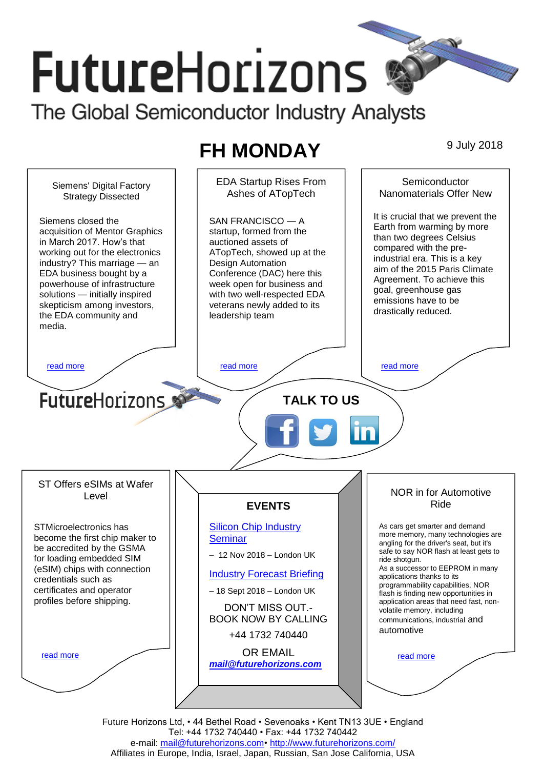# FutureHorizons

The Global Semiconductor Industry Analysts

## FH MONDAY

9 July 2018

### Siemens' Digital Factory Strategy Dissected

Siemens closed the acquisition of Mentor Graphics in March 2017. How's that working out for the electronics industry? This marriage — an EDA business bought by a powerhouse of infrastructure solutions — initially inspired skepticism among investors, the EDA community and media.

read more

### EDA Startup Rises From Ashes of ATopTech

SAN FRANCISCO — A startup, formed from the auctioned assets of ATopTech, showed up at the Design Automation Conference (DAC) here this week open for business and with two well-respected EDA veterans newly added to its leadership team

read more

### Semiconductor Nanomaterials Offer New

It is crucial that we prevent the Earth from warming by more than two degrees Celsius compared with the pre-industrial era. This is a key aim of the 2015 Paris Climate Agreement. To achieve this goal, greenhouse gas emissions have to be drastically reduced.

read more

FutureHorizons

**TALK TO US**

### ST Offers eSIMs at Wafer Level

STMicroelectronics has become the first chip maker to be accredited by the GSMA for loading embedded SIM (eSIM) chips with connection credentials such as certificates and operator profiles before shipping.

read more

### EVENTS

Silicon Chip Industry Seminar

– 12 Nov 2018 – London UK

Industry Forecast Briefing

– 18 Sept 2018 – London UK

DON'T MISS OUT.- BOOK NOW BY CALLING

+44 1732 740440

OR EMAIL

***mail@futurehorizons.com***

### NOR in for Automotive Ride

As cars get smarter and demand more memory, many technologies are angling for the driver's seat, but it's safe to say NOR flash at least gets to ride shotgun.

As a successor to EEPROM in many applications thanks to its programmability capabilities, NOR flash is finding new opportunities in application areas that need fast, non-volatile memory, including communications, industrial and automotive

read more

Future Horizons Ltd, • 44 Bethel Road • Sevenoaks • Kent TN13 3UE • England
Tel: +44 1732 740440 • Fax: +44 1732 740442
e-mail: mail@futurehorizons.com• http://www.futurehorizons.com/
Affiliates in Europe, India, Israel, Japan, Russian, San Jose California, USA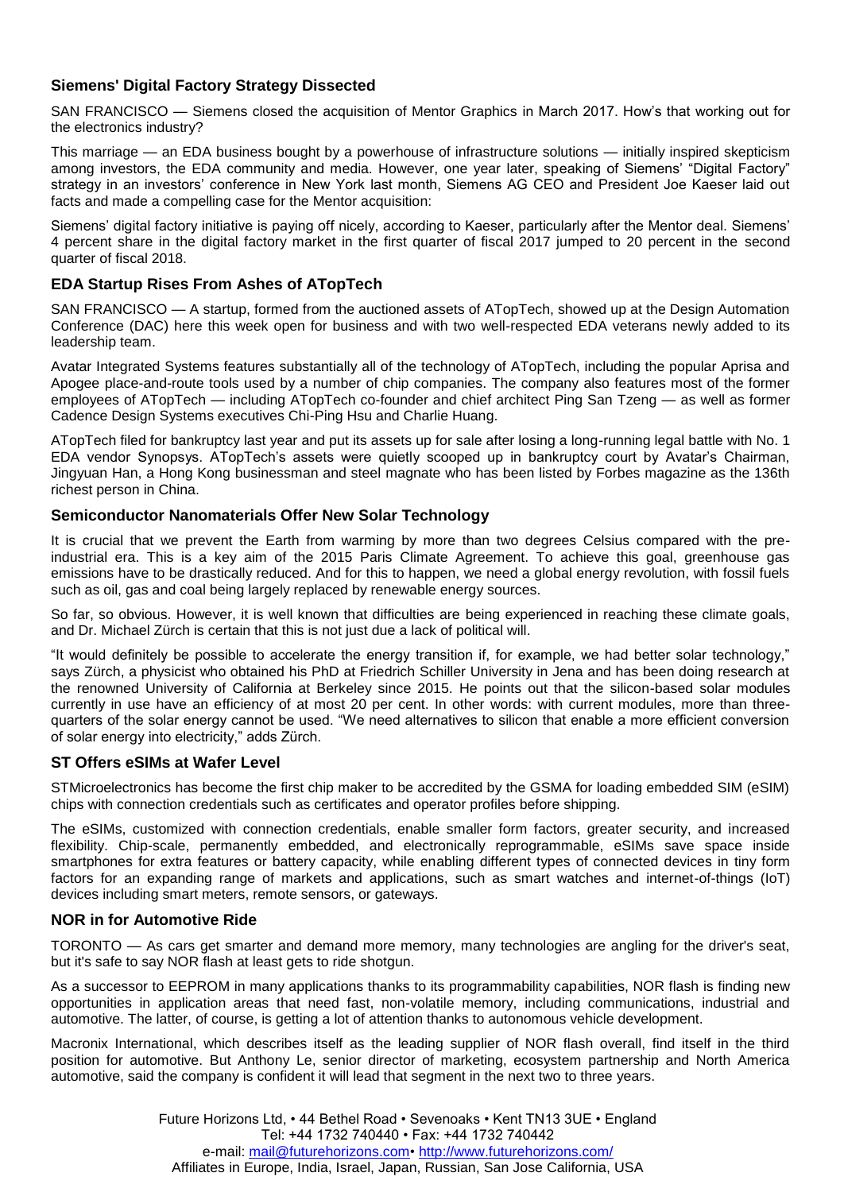### Siemens' Digital Factory Strategy Dissected

SAN FRANCISCO — Siemens closed the acquisition of Mentor Graphics in March 2017. How's that working out for the electronics industry?

This marriage — an EDA business bought by a powerhouse of infrastructure solutions — initially inspired skepticism among investors, the EDA community and media. However, one year later, speaking of Siemens' "Digital Factory" strategy in an investors' conference in New York last month, Siemens AG CEO and President Joe Kaeser laid out facts and made a compelling case for the Mentor acquisition:

Siemens' digital factory initiative is paying off nicely, according to Kaeser, particularly after the Mentor deal. Siemens' 4 percent share in the digital factory market in the first quarter of fiscal 2017 jumped to 20 percent in the second quarter of fiscal 2018.

### EDA Startup Rises From Ashes of ATopTech

SAN FRANCISCO — A startup, formed from the auctioned assets of ATopTech, showed up at the Design Automation Conference (DAC) here this week open for business and with two well-respected EDA veterans newly added to its leadership team.

Avatar Integrated Systems features substantially all of the technology of ATopTech, including the popular Aprisa and Apogee place-and-route tools used by a number of chip companies. The company also features most of the former employees of ATopTech — including ATopTech co-founder and chief architect Ping San Tzeng — as well as former Cadence Design Systems executives Chi-Ping Hsu and Charlie Huang.

ATopTech filed for bankruptcy last year and put its assets up for sale after losing a long-running legal battle with No. 1 EDA vendor Synopsys. ATopTech's assets were quietly scooped up in bankruptcy court by Avatar's Chairman, Jingyuan Han, a Hong Kong businessman and steel magnate who has been listed by Forbes magazine as the 136th richest person in China.

### Semiconductor Nanomaterials Offer New Solar Technology

It is crucial that we prevent the Earth from warming by more than two degrees Celsius compared with the pre-industrial era. This is a key aim of the 2015 Paris Climate Agreement. To achieve this goal, greenhouse gas emissions have to be drastically reduced. And for this to happen, we need a global energy revolution, with fossil fuels such as oil, gas and coal being largely replaced by renewable energy sources.

So far, so obvious. However, it is well known that difficulties are being experienced in reaching these climate goals, and Dr. Michael Zürch is certain that this is not just due a lack of political will.

"It would definitely be possible to accelerate the energy transition if, for example, we had better solar technology," says Zürch, a physicist who obtained his PhD at Friedrich Schiller University in Jena and has been doing research at the renowned University of California at Berkeley since 2015. He points out that the silicon-based solar modules currently in use have an efficiency of at most 20 per cent. In other words: with current modules, more than three-quarters of the solar energy cannot be used. "We need alternatives to silicon that enable a more efficient conversion of solar energy into electricity," adds Zürch.

### ST Offers eSIMs at Wafer Level

STMicroelectronics has become the first chip maker to be accredited by the GSMA for loading embedded SIM (eSIM) chips with connection credentials such as certificates and operator profiles before shipping.

The eSIMs, customized with connection credentials, enable smaller form factors, greater security, and increased flexibility. Chip-scale, permanently embedded, and electronically reprogrammable, eSIMs save space inside smartphones for extra features or battery capacity, while enabling different types of connected devices in tiny form factors for an expanding range of markets and applications, such as smart watches and internet-of-things (IoT) devices including smart meters, remote sensors, or gateways.

### NOR in for Automotive Ride

TORONTO — As cars get smarter and demand more memory, many technologies are angling for the driver's seat, but it's safe to say NOR flash at least gets to ride shotgun.

As a successor to EEPROM in many applications thanks to its programmability capabilities, NOR flash is finding new opportunities in application areas that need fast, non-volatile memory, including communications, industrial and automotive. The latter, of course, is getting a lot of attention thanks to autonomous vehicle development.

Macronix International, which describes itself as the leading supplier of NOR flash overall, find itself in the third position for automotive. But Anthony Le, senior director of marketing, ecosystem partnership and North America automotive, said the company is confident it will lead that segment in the next two to three years.

Future Horizons Ltd, • 44 Bethel Road • Sevenoaks • Kent TN13 3UE • England
Tel: +44 1732 740440 • Fax: +44 1732 740442
e-mail: mail@futurehorizons.com• http://www.futurehorizons.com/
Affiliates in Europe, India, Israel, Japan, Russian, San Jose California, USA